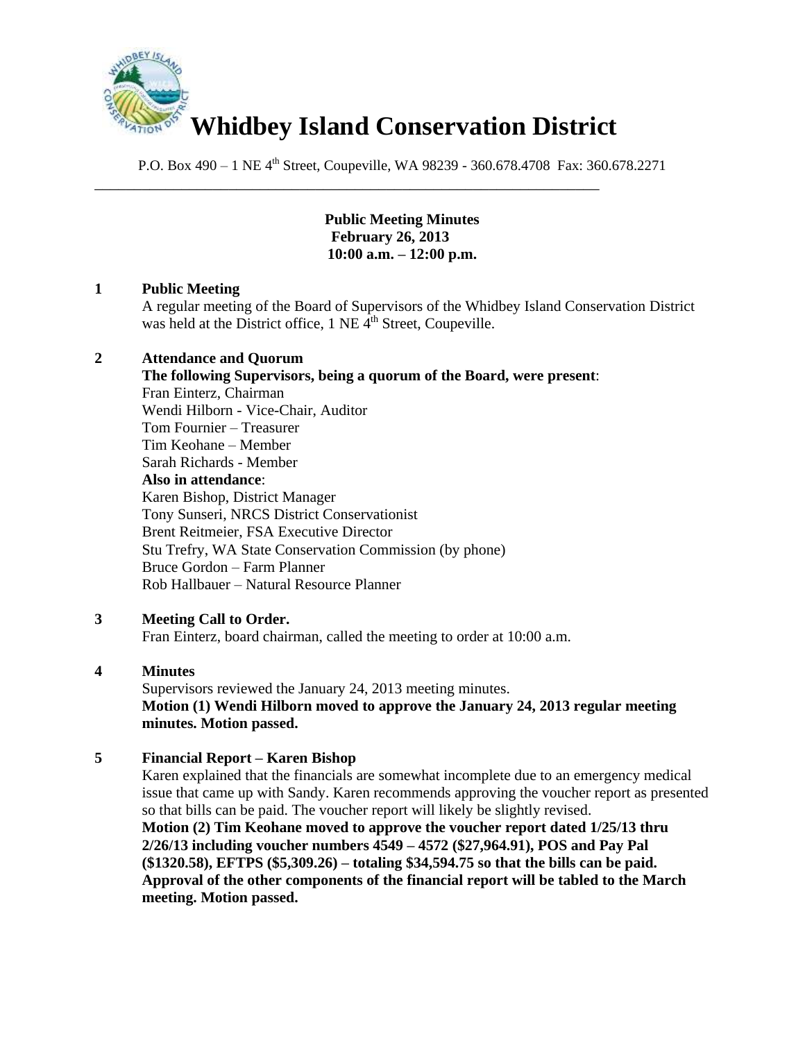# Whidbey Island Conservation District

P.O. Box 490 – 1 NE 4th Street, Coupeville, WA 98239 - 360.678.4708 Fax: 360.678.2271

---

**Public Meeting Minutes**
**February 26, 2013**
**10:00 a.m. – 12:00 p.m.**

**1 Public Meeting**

A regular meeting of the Board of Supervisors of the Whidbey Island Conservation District was held at the District office, 1 NE 4th Street, Coupeville.

**2 Attendance and Quorum**

**The following Supervisors, being a quorum of the Board, were present**:
Fran Einterz, Chairman
Wendi Hilborn - Vice-Chair, Auditor
Tom Fournier – Treasurer
Tim Keohane – Member
Sarah Richards - Member
**Also in attendance**:
Karen Bishop, District Manager
Tony Sunseri, NRCS District Conservationist
Brent Reitmeier, FSA Executive Director
Stu Trefry, WA State Conservation Commission (by phone)
Bruce Gordon – Farm Planner
Rob Hallbauer – Natural Resource Planner

**3 Meeting Call to Order.**

Fran Einterz, board chairman, called the meeting to order at 10:00 a.m.

**4 Minutes**

Supervisors reviewed the January 24, 2013 meeting minutes.
**Motion (1) Wendi Hilborn moved to approve the January 24, 2013 regular meeting minutes. Motion passed.**

**5 Financial Report – Karen Bishop**

Karen explained that the financials are somewhat incomplete due to an emergency medical issue that came up with Sandy. Karen recommends approving the voucher report as presented so that bills can be paid. The voucher report will likely be slightly revised.
**Motion (2) Tim Keohane moved to approve the voucher report dated 1/25/13 thru 2/26/13 including voucher numbers 4549 – 4572 ($27,964.91), POS and Pay Pal ($1320.58), EFTPS ($5,309.26) – totaling $34,594.75 so that the bills can be paid. Approval of the other components of the financial report will be tabled to the March meeting. Motion passed.**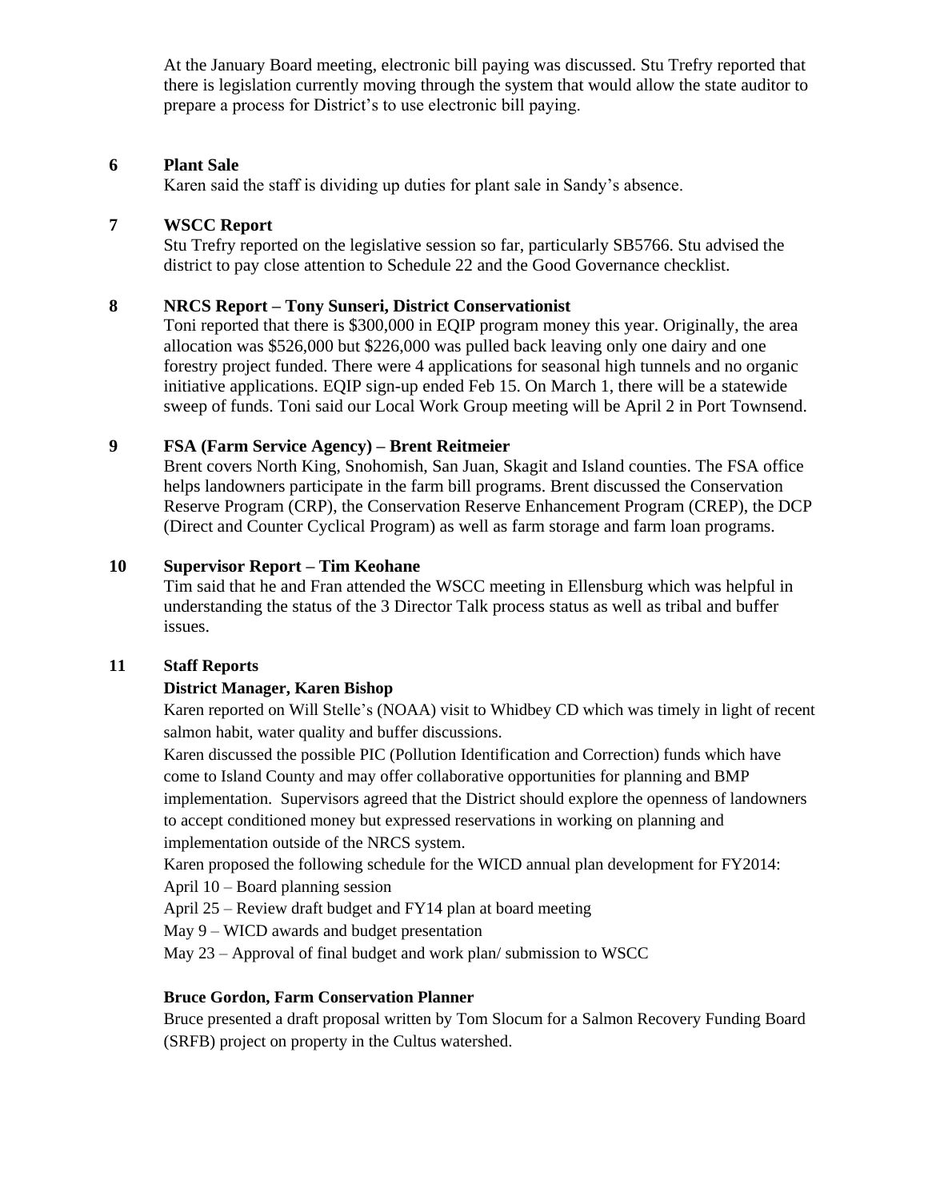At the January Board meeting, electronic bill paying was discussed. Stu Trefry reported that there is legislation currently moving through the system that would allow the state auditor to prepare a process for District's to use electronic bill paying.

**6 Plant Sale**

Karen said the staff is dividing up duties for plant sale in Sandy's absence.

**7 WSCC Report**

Stu Trefry reported on the legislative session so far, particularly SB5766. Stu advised the district to pay close attention to Schedule 22 and the Good Governance checklist.

**8 NRCS Report – Tony Sunseri, District Conservationist**

Toni reported that there is $300,000 in EQIP program money this year. Originally, the area allocation was $526,000 but $226,000 was pulled back leaving only one dairy and one forestry project funded. There were 4 applications for seasonal high tunnels and no organic initiative applications. EQIP sign-up ended Feb 15. On March 1, there will be a statewide sweep of funds. Toni said our Local Work Group meeting will be April 2 in Port Townsend.

**9 FSA (Farm Service Agency) – Brent Reitmeier**

Brent covers North King, Snohomish, San Juan, Skagit and Island counties. The FSA office helps landowners participate in the farm bill programs. Brent discussed the Conservation Reserve Program (CRP), the Conservation Reserve Enhancement Program (CREP), the DCP (Direct and Counter Cyclical Program) as well as farm storage and farm loan programs.

**10 Supervisor Report – Tim Keohane**

Tim said that he and Fran attended the WSCC meeting in Ellensburg which was helpful in understanding the status of the 3 Director Talk process status as well as tribal and buffer issues.

**11 Staff Reports**

**District Manager, Karen Bishop**

Karen reported on Will Stelle's (NOAA) visit to Whidbey CD which was timely in light of recent salmon habit, water quality and buffer discussions.

Karen discussed the possible PIC (Pollution Identification and Correction) funds which have come to Island County and may offer collaborative opportunities for planning and BMP implementation. Supervisors agreed that the District should explore the openness of landowners to accept conditioned money but expressed reservations in working on planning and implementation outside of the NRCS system.

Karen proposed the following schedule for the WICD annual plan development for FY2014:

April 10 – Board planning session

April 25 – Review draft budget and FY14 plan at board meeting

May 9 – WICD awards and budget presentation

May 23 – Approval of final budget and work plan/ submission to WSCC

**Bruce Gordon, Farm Conservation Planner**

Bruce presented a draft proposal written by Tom Slocum for a Salmon Recovery Funding Board (SRFB) project on property in the Cultus watershed.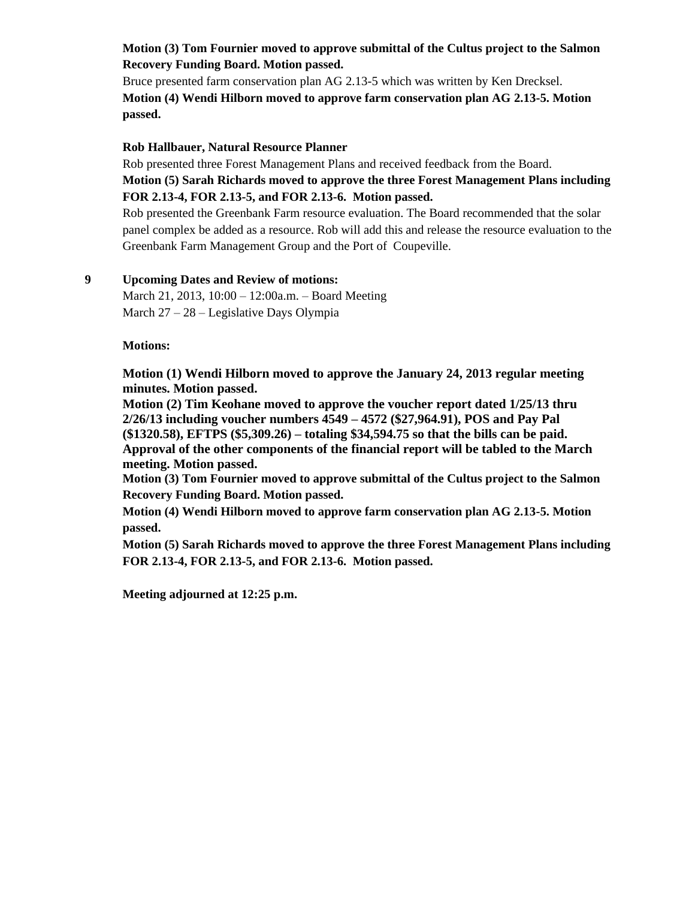**Motion (3) Tom Fournier moved to approve submittal of the Cultus project to the Salmon Recovery Funding Board. Motion passed.**

Bruce presented farm conservation plan AG 2.13-5 which was written by Ken Drecksel.

**Motion (4) Wendi Hilborn moved to approve farm conservation plan AG 2.13-5. Motion passed.**

**Rob Hallbauer, Natural Resource Planner**

Rob presented three Forest Management Plans and received feedback from the Board.

**Motion (5) Sarah Richards moved to approve the three Forest Management Plans including FOR 2.13-4, FOR 2.13-5, and FOR 2.13-6. Motion passed.**

Rob presented the Greenbank Farm resource evaluation. The Board recommended that the solar panel complex be added as a resource. Rob will add this and release the resource evaluation to the Greenbank Farm Management Group and the Port of Coupeville.

**9 Upcoming Dates and Review of motions:**

March 21, 2013, 10:00 – 12:00a.m. – Board Meeting
March 27 – 28 – Legislative Days Olympia

**Motions:**

**Motion (1) Wendi Hilborn moved to approve the January 24, 2013 regular meeting minutes. Motion passed.**

**Motion (2) Tim Keohane moved to approve the voucher report dated 1/25/13 thru 2/26/13 including voucher numbers 4549 – 4572 ($27,964.91), POS and Pay Pal ($1320.58), EFTPS ($5,309.26) – totaling $34,594.75 so that the bills can be paid. Approval of the other components of the financial report will be tabled to the March meeting. Motion passed.**

**Motion (3) Tom Fournier moved to approve submittal of the Cultus project to the Salmon Recovery Funding Board. Motion passed.**

**Motion (4) Wendi Hilborn moved to approve farm conservation plan AG 2.13-5. Motion passed.**

**Motion (5) Sarah Richards moved to approve the three Forest Management Plans including FOR 2.13-4, FOR 2.13-5, and FOR 2.13-6. Motion passed.**

**Meeting adjourned at 12:25 p.m.**